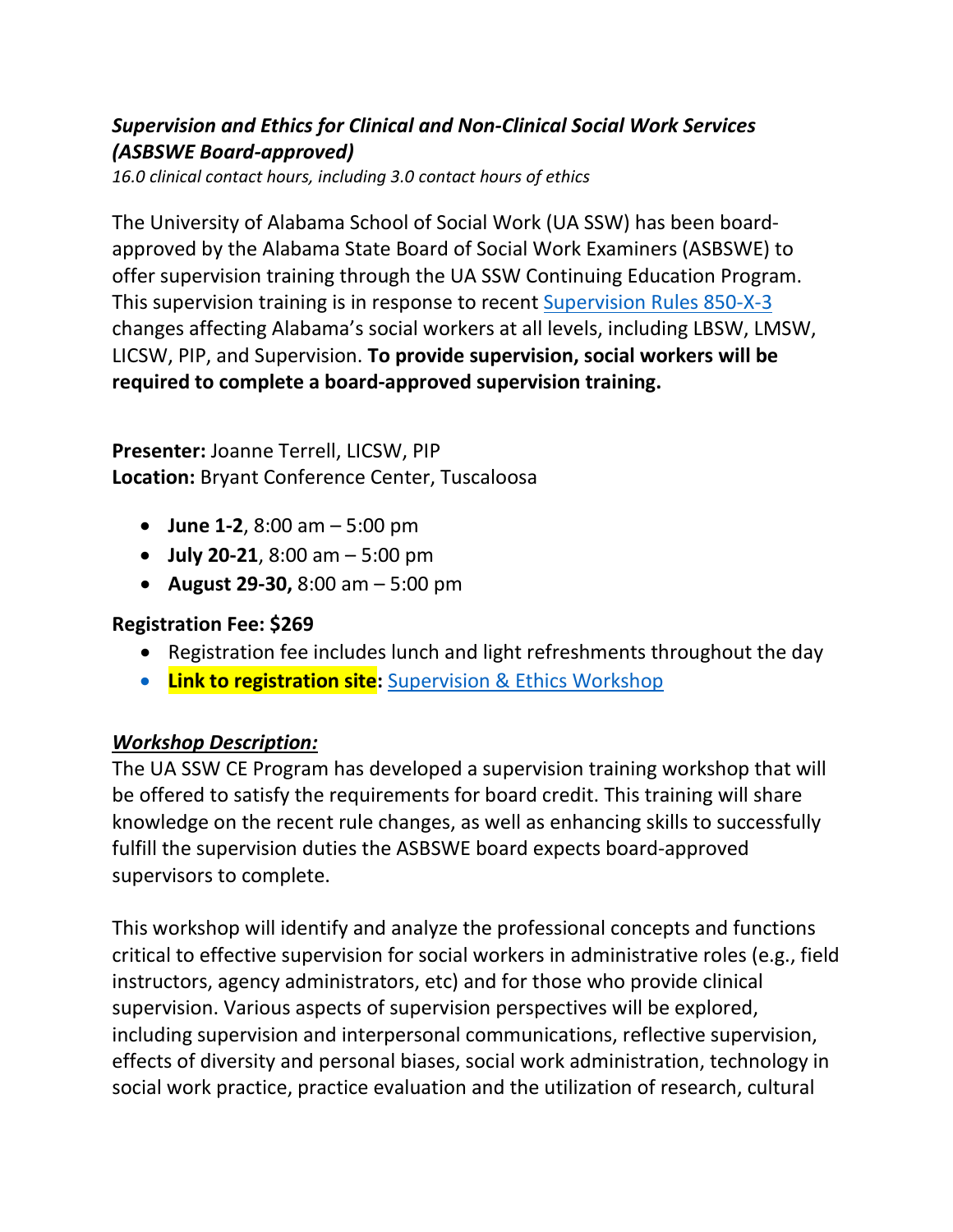### *Supervision and Ethics for Clinical and Non-Clinical Social Work Services (ASBSWE Board-approved)*

*16.0 clinical contact hours, including 3.0 contact hours of ethics*

The University of Alabama School of Social Work (UA SSW) has been board-approved by the Alabama State Board of Social Work Examiners (ASBSWE) to offer supervision training through the UA SSW Continuing Education Program. This supervision training is in response to recent Supervision Rules 850-X-3 changes affecting Alabama's social workers at all levels, including LBSW, LMSW, LICSW, PIP, and Supervision. **To provide supervision, social workers will be required to complete a board-approved supervision training.**

**Presenter:** Joanne Terrell, LICSW, PIP
**Location:** Bryant Conference Center, Tuscaloosa

- **June 1-2**, 8:00 am – 5:00 pm
- **July 20-21**, 8:00 am – 5:00 pm
- **August 29-30,** 8:00 am – 5:00 pm

**Registration Fee: $269**

- Registration fee includes lunch and light refreshments throughout the day
- **Link to registration site:** Supervision & Ethics Workshop

***Workshop Description:***

The UA SSW CE Program has developed a supervision training workshop that will be offered to satisfy the requirements for board credit. This training will share knowledge on the recent rule changes, as well as enhancing skills to successfully fulfill the supervision duties the ASBSWE board expects board-approved supervisors to complete.

This workshop will identify and analyze the professional concepts and functions critical to effective supervision for social workers in administrative roles (e.g., field instructors, agency administrators, etc) and for those who provide clinical supervision. Various aspects of supervision perspectives will be explored, including supervision and interpersonal communications, reflective supervision, effects of diversity and personal biases, social work administration, technology in social work practice, practice evaluation and the utilization of research, cultural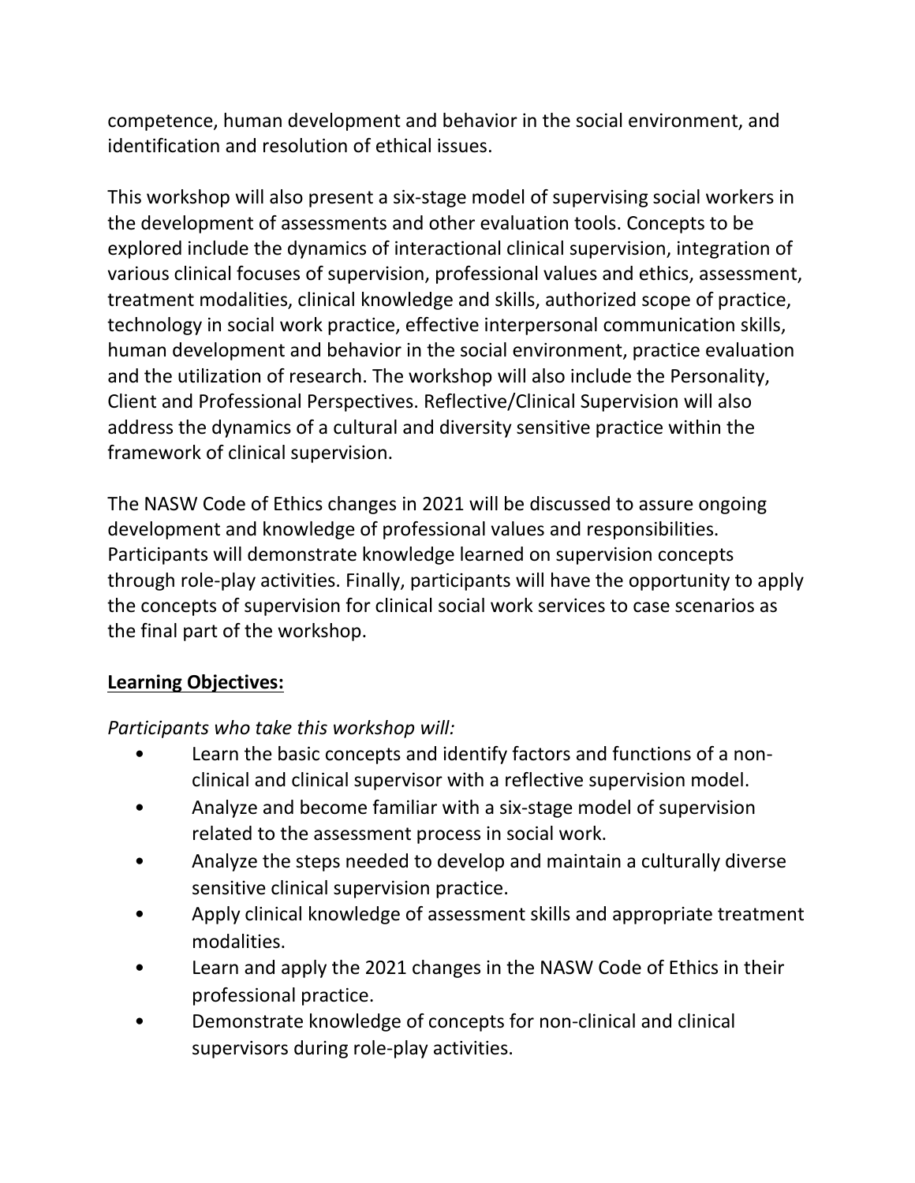competence, human development and behavior in the social environment, and identification and resolution of ethical issues.

This workshop will also present a six-stage model of supervising social workers in the development of assessments and other evaluation tools. Concepts to be explored include the dynamics of interactional clinical supervision, integration of various clinical focuses of supervision, professional values and ethics, assessment, treatment modalities, clinical knowledge and skills, authorized scope of practice, technology in social work practice, effective interpersonal communication skills, human development and behavior in the social environment, practice evaluation and the utilization of research. The workshop will also include the Personality, Client and Professional Perspectives. Reflective/Clinical Supervision will also address the dynamics of a cultural and diversity sensitive practice within the framework of clinical supervision.

The NASW Code of Ethics changes in 2021 will be discussed to assure ongoing development and knowledge of professional values and responsibilities. Participants will demonstrate knowledge learned on supervision concepts through role-play activities. Finally, participants will have the opportunity to apply the concepts of supervision for clinical social work services to case scenarios as the final part of the workshop.

**Learning Objectives:**

*Participants who take this workshop will:*

- Learn the basic concepts and identify factors and functions of a non-clinical and clinical supervisor with a reflective supervision model.
- Analyze and become familiar with a six-stage model of supervision related to the assessment process in social work.
- Analyze the steps needed to develop and maintain a culturally diverse sensitive clinical supervision practice.
- Apply clinical knowledge of assessment skills and appropriate treatment modalities.
- Learn and apply the 2021 changes in the NASW Code of Ethics in their professional practice.
- Demonstrate knowledge of concepts for non-clinical and clinical supervisors during role-play activities.